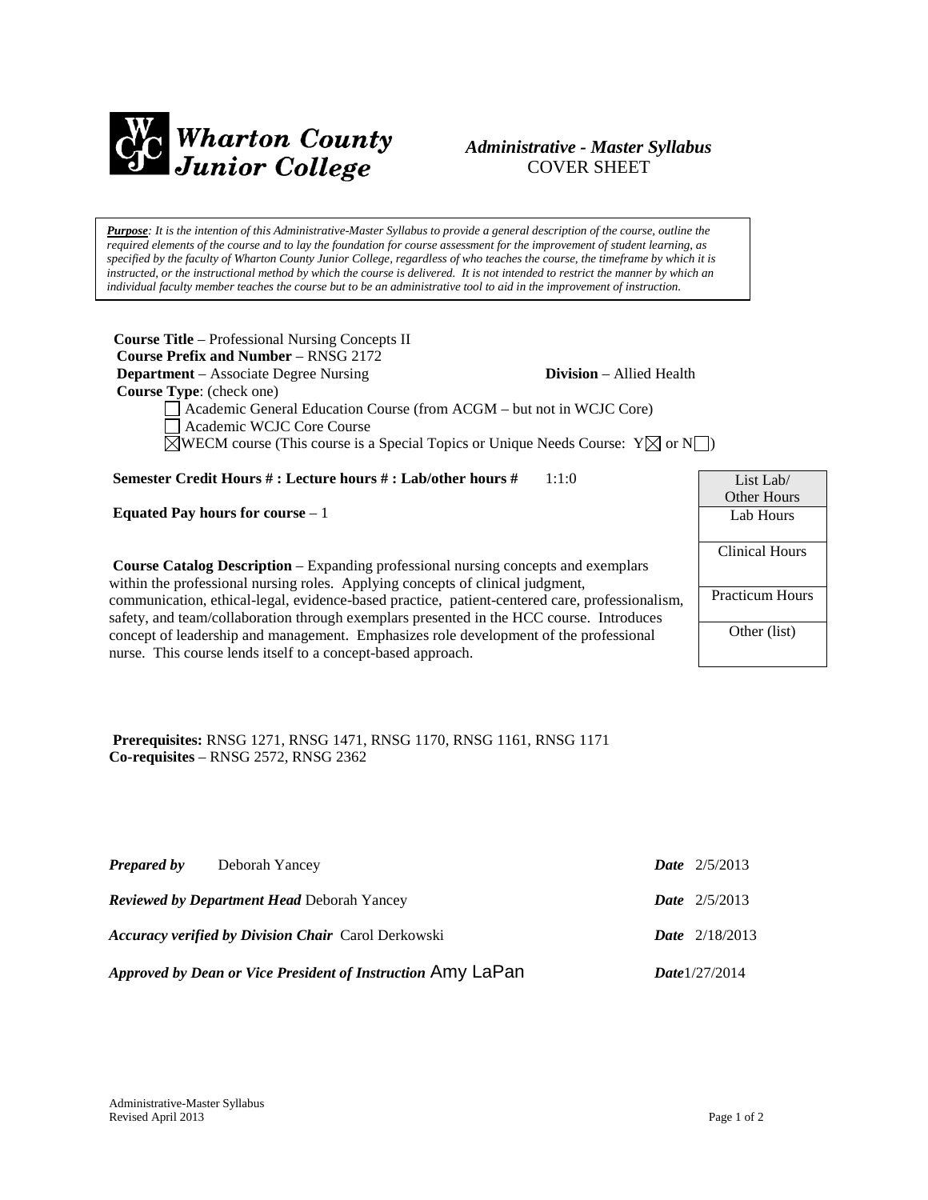# Wharton County Junior College

## *Administrative - Master Syllabus*
COVER SHEET

***Purpose***: *It is the intention of this Administrative-Master Syllabus to provide a general description of the course, outline the required elements of the course and to lay the foundation for course assessment for the improvement of student learning, as specified by the faculty of Wharton County Junior College, regardless of who teaches the course, the timeframe by which it is instructed, or the instructional method by which the course is delivered. It is not intended to restrict the manner by which an individual faculty member teaches the course but to be an administrative tool to aid in the improvement of instruction.*

**Course Title** – Professional Nursing Concepts II
**Course Prefix and Number** – RNSG 2172
**Department** – Associate Degree Nursing **Division** – Allied Health
**Course Type**: (check one)

- ☐ Academic General Education Course (from ACGM – but not in WCJC Core)
- ☐ Academic WCJC Core Course
- ☒ WECM course (This course is a Special Topics or Unique Needs Course: Y☒ or N☐)

**Semester Credit Hours # : Lecture hours # : Lab/other hours #** 1:1:0

**Equated Pay hours for course** – 1

| List Lab/ Other Hours |
|---|
| Lab Hours |
| Clinical Hours |
| Practicum Hours |
| Other (list) |

**Course Catalog Description** – Expanding professional nursing concepts and exemplars within the professional nursing roles. Applying concepts of clinical judgment, communication, ethical-legal, evidence-based practice, patient-centered care, professionalism, safety, and team/collaboration through exemplars presented in the HCC course. Introduces concept of leadership and management. Emphasizes role development of the professional nurse. This course lends itself to a concept-based approach.

**Prerequisites:** RNSG 1271, RNSG 1471, RNSG 1170, RNSG 1161, RNSG 1171
**Co-requisites** – RNSG 2572, RNSG 2362

| | |
|---|---|
| ***Prepared by*** Deborah Yancey | ***Date*** 2/5/2013 |
| ***Reviewed by Department Head*** Deborah Yancey | ***Date*** 2/5/2013 |
| ***Accuracy verified by Division Chair*** Carol Derkowski | ***Date*** 2/18/2013 |
| ***Approved by Dean or Vice President of Instruction*** Amy LaPan | ***Date*** 1/27/2014 |

Administrative-Master Syllabus
Revised April 2013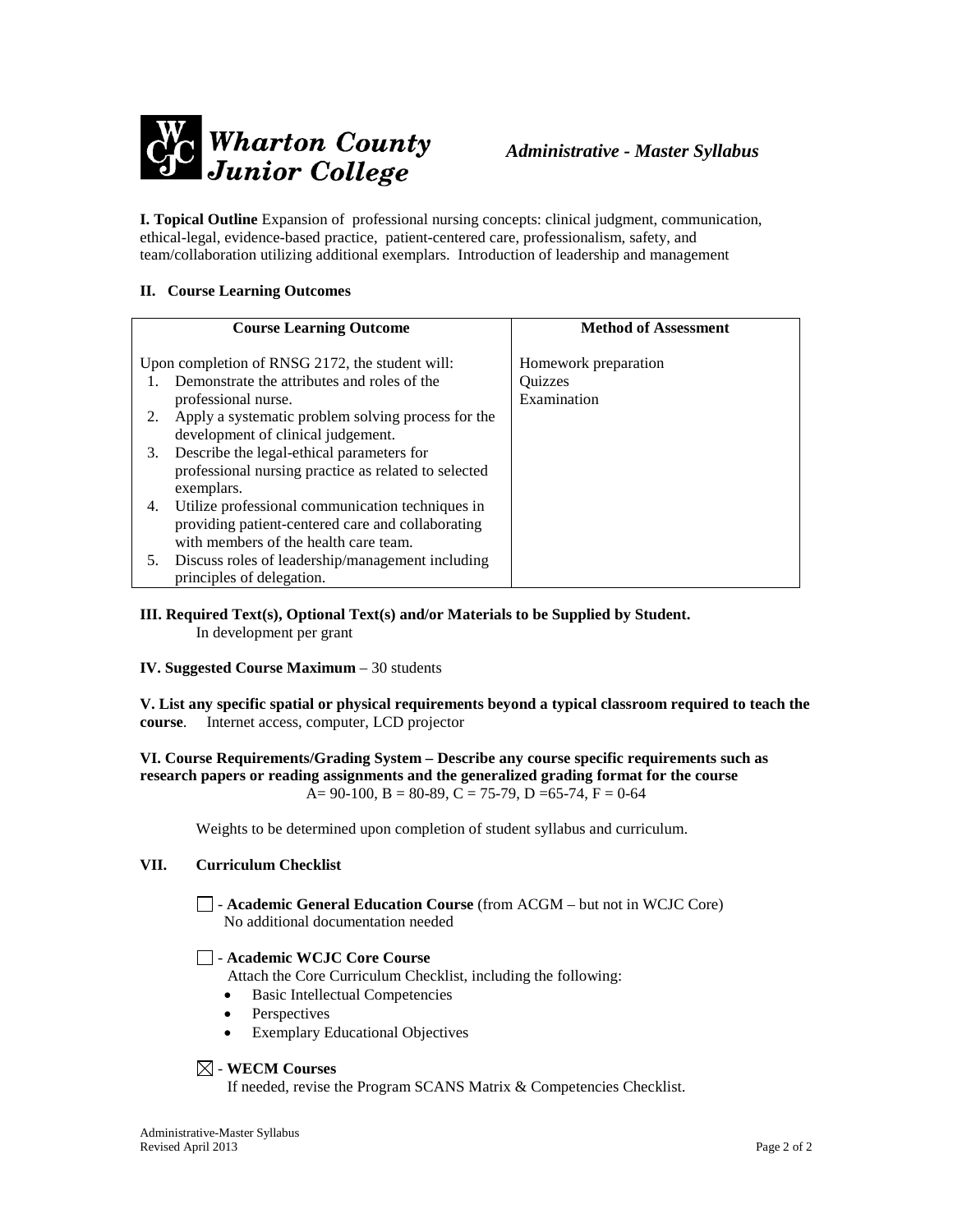**Wharton County Junior College** *Administrative - Master Syllabus*

**I. Topical Outline** Expansion of professional nursing concepts: clinical judgment, communication, ethical-legal, evidence-based practice, patient-centered care, professionalism, safety, and team/collaboration utilizing additional exemplars. Introduction of leadership and management

**II. Course Learning Outcomes**

| Course Learning Outcome | Method of Assessment |
|---|---|
| Upon completion of RNSG 2172, the student will:<br>1. Demonstrate the attributes and roles of the professional nurse.<br>2. Apply a systematic problem solving process for the development of clinical judgement.<br>3. Describe the legal-ethical parameters for professional nursing practice as related to selected exemplars.<br>4. Utilize professional communication techniques in providing patient-centered care and collaborating with members of the health care team.<br>5. Discuss roles of leadership/management including principles of delegation. | Homework preparation<br>Quizzes<br>Examination |

**III. Required Text(s), Optional Text(s) and/or Materials to be Supplied by Student.**
In development per grant

**IV. Suggested Course Maximum** – 30 students

**V. List any specific spatial or physical requirements beyond a typical classroom required to teach the course**. Internet access, computer, LCD projector

**VI. Course Requirements/Grading System – Describe any course specific requirements such as research papers or reading assignments and the generalized grading format for the course**

A= 90-100, B = 80-89, C = 75-79, D =65-74, F = 0-64

Weights to be determined upon completion of student syllabus and curriculum.

**VII. Curriculum Checklist**

☐ - **Academic General Education Course** (from ACGM – but not in WCJC Core)
No additional documentation needed

☐ - **Academic WCJC Core Course**
Attach the Core Curriculum Checklist, including the following:
- Basic Intellectual Competencies
- Perspectives
- Exemplary Educational Objectives

☒ - **WECM Courses**
If needed, revise the Program SCANS Matrix & Competencies Checklist.

Administrative-Master Syllabus
Revised April 2013